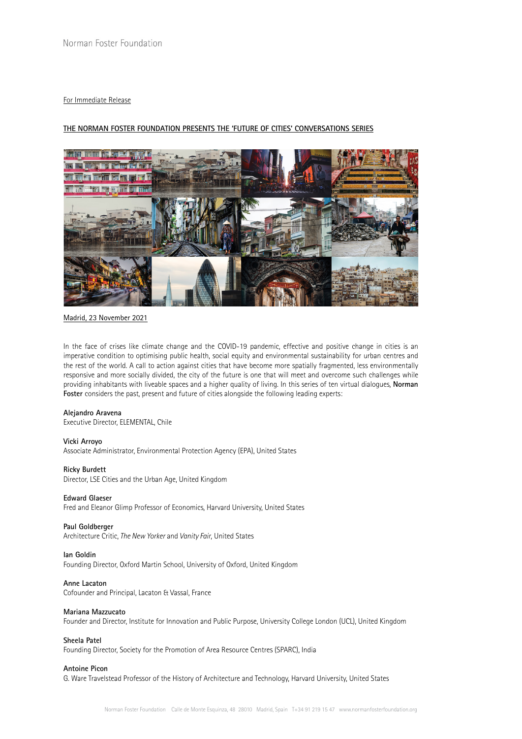Norman Foster Foundation

For Immediate Release

## THE NORMAN FOSTER FOUNDATION PRESENTS THE 'FUTURE OF CITIES' CONVERSATIONS SERIES

Madrid, 23 November 2021

In the face of crises like climate change and the COVID-19 pandemic, effective and positive change in cities is an imperative condition to optimising public health, social equity and environmental sustainability for urban centres and the rest of the world. A call to action against cities that have become more spatially fragmented, less environmentally responsive and more socially divided, the city of the future is one that will meet and overcome such challenges while providing inhabitants with liveable spaces and a higher quality of living. In this series of ten virtual dialogues, **Norman Foster** considers the past, present and future of cities alongside the following leading experts:

**Alejandro Aravena**
Executive Director, ELEMENTAL, Chile

**Vicki Arroyo**
Associate Administrator, Environmental Protection Agency (EPA), United States

**Ricky Burdett**
Director, LSE Cities and the Urban Age, United Kingdom

**Edward Glaeser**
Fred and Eleanor Glimp Professor of Economics, Harvard University, United States

**Paul Goldberger**
Architecture Critic, *The New Yorker* and *Vanity Fair*, United States

**Ian Goldin**
Founding Director, Oxford Martin School, University of Oxford, United Kingdom

**Anne Lacaton**
Cofounder and Principal, Lacaton & Vassal, France

**Mariana Mazzucato**
Founder and Director, Institute for Innovation and Public Purpose, University College London (UCL), United Kingdom

**Sheela Patel**
Founding Director, Society for the Promotion of Area Resource Centres (SPARC), India

**Antoine Picon**
G. Ware Travelstead Professor of the History of Architecture and Technology, Harvard University, United States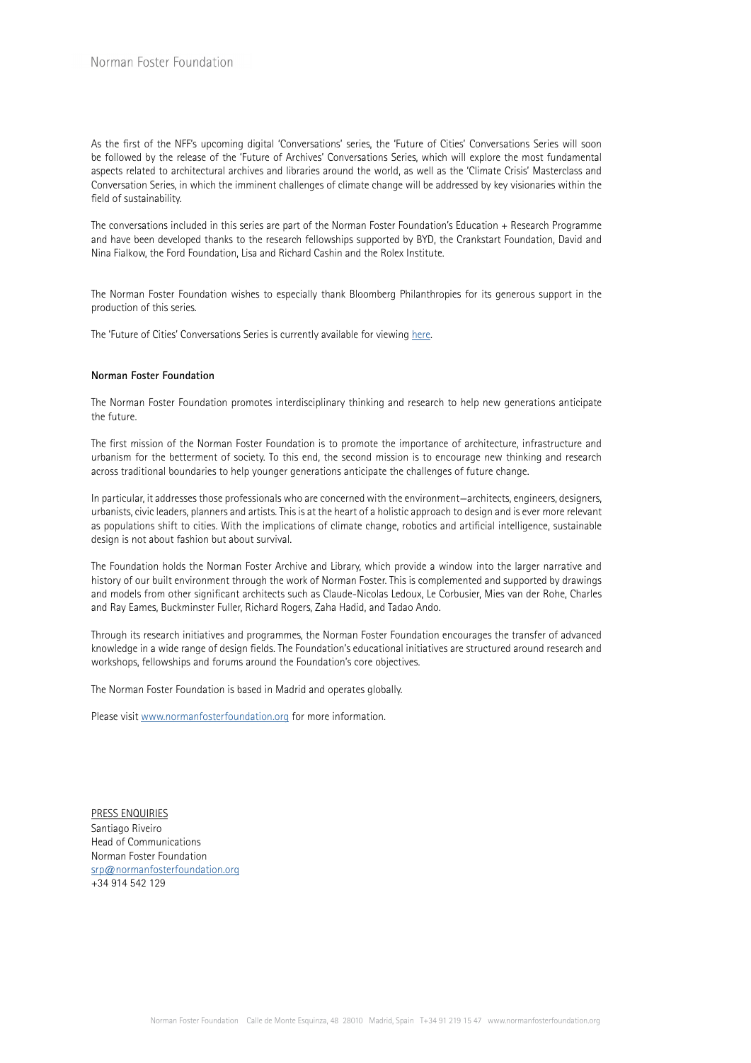As the first of the NFF's upcoming digital 'Conversations' series, the 'Future of Cities' Conversations Series will soon be followed by the release of the 'Future of Archives' Conversations Series, which will explore the most fundamental aspects related to architectural archives and libraries around the world, as well as the 'Climate Crisis' Masterclass and Conversation Series, in which the imminent challenges of climate change will be addressed by key visionaries within the field of sustainability.

The conversations included in this series are part of the Norman Foster Foundation's Education + Research Programme and have been developed thanks to the research fellowships supported by BYD, the Crankstart Foundation, David and Nina Fialkow, the Ford Foundation, Lisa and Richard Cashin and the Rolex Institute.

The Norman Foster Foundation wishes to especially thank Bloomberg Philanthropies for its generous support in the production of this series.

The 'Future of Cities' Conversations Series is currently available for viewing here.

**Norman Foster Foundation**

The Norman Foster Foundation promotes interdisciplinary thinking and research to help new generations anticipate the future.

The first mission of the Norman Foster Foundation is to promote the importance of architecture, infrastructure and urbanism for the betterment of society. To this end, the second mission is to encourage new thinking and research across traditional boundaries to help younger generations anticipate the challenges of future change.

In particular, it addresses those professionals who are concerned with the environment—architects, engineers, designers, urbanists, civic leaders, planners and artists. This is at the heart of a holistic approach to design and is ever more relevant as populations shift to cities. With the implications of climate change, robotics and artificial intelligence, sustainable design is not about fashion but about survival.

The Foundation holds the Norman Foster Archive and Library, which provide a window into the larger narrative and history of our built environment through the work of Norman Foster. This is complemented and supported by drawings and models from other significant architects such as Claude-Nicolas Ledoux, Le Corbusier, Mies van der Rohe, Charles and Ray Eames, Buckminster Fuller, Richard Rogers, Zaha Hadid, and Tadao Ando.

Through its research initiatives and programmes, the Norman Foster Foundation encourages the transfer of advanced knowledge in a wide range of design fields. The Foundation's educational initiatives are structured around research and workshops, fellowships and forums around the Foundation's core objectives.

The Norman Foster Foundation is based in Madrid and operates globally.

Please visit www.normanfosterfoundation.org for more information.

PRESS ENQUIRIES
Santiago Riveiro
Head of Communications
Norman Foster Foundation
srp@normanfosterfoundation.org
+34 914 542 129